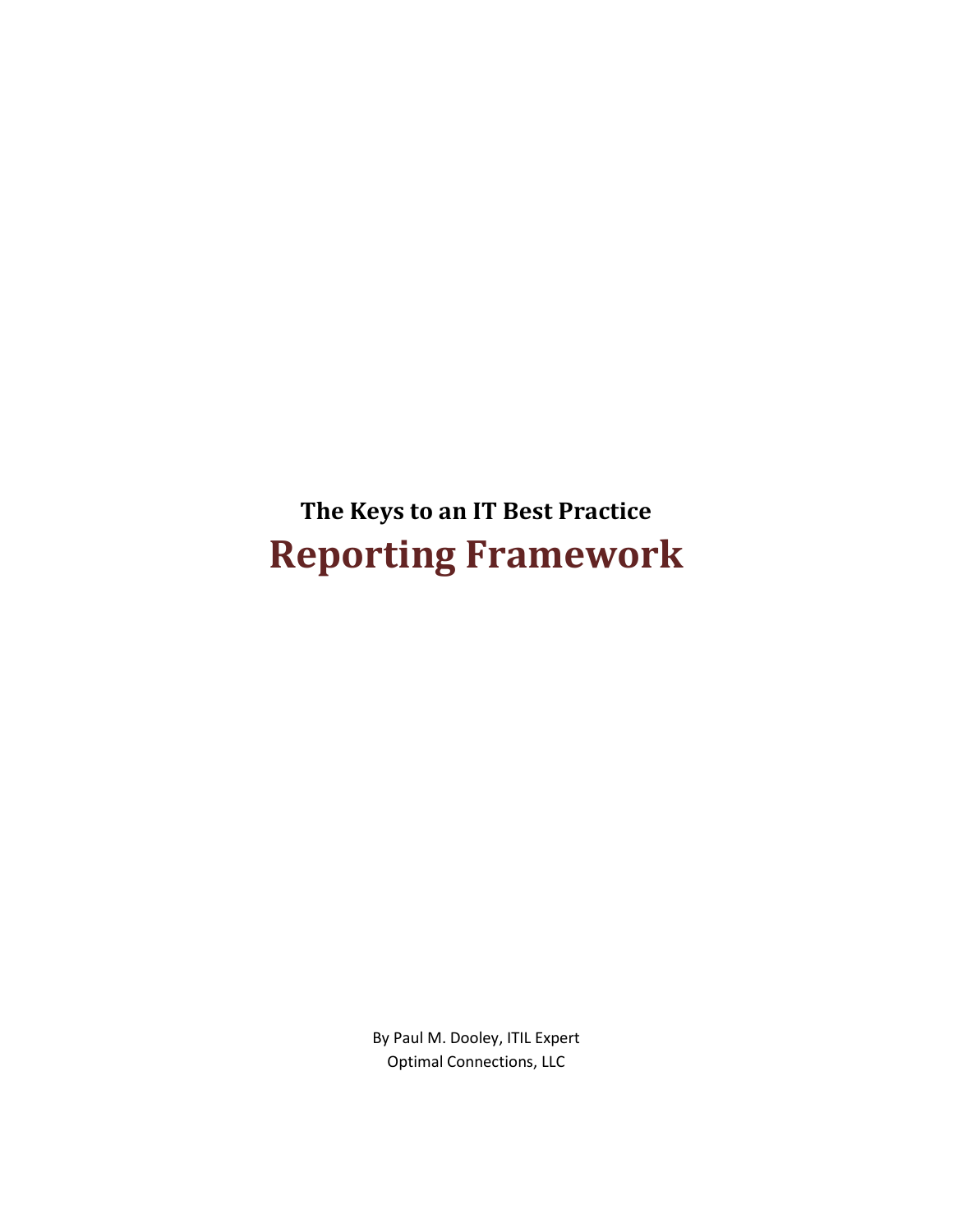## The Keys to an IT Best Practice

# Reporting Framework

By Paul M. Dooley, ITIL Expert
Optimal Connections, LLC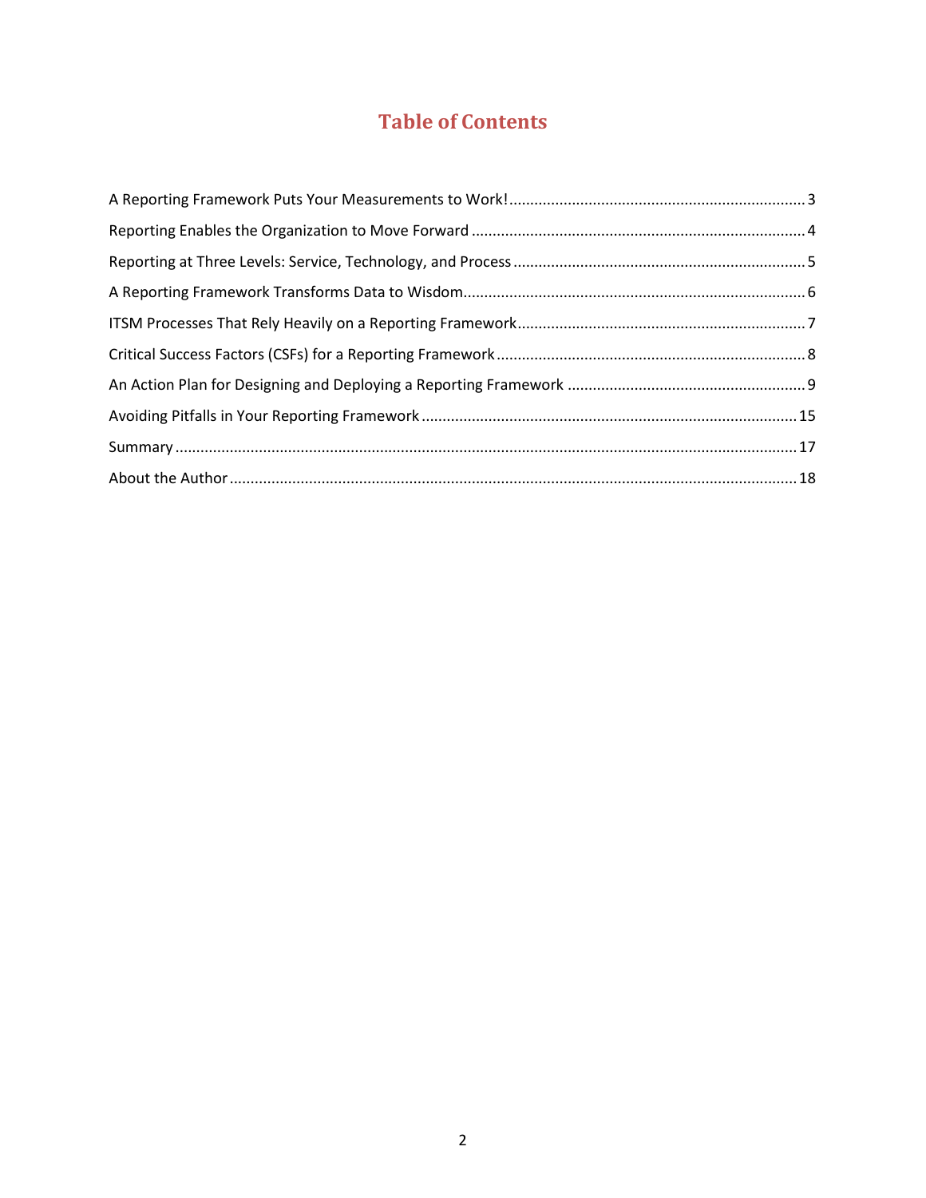# Table of Contents

A Reporting Framework Puts Your Measurements to Work! ........................................ 3

Reporting Enables the Organization to Move Forward ........................................ 4

Reporting at Three Levels: Service, Technology, and Process ........................................ 5

A Reporting Framework Transforms Data to Wisdom ........................................ 6

ITSM Processes That Rely Heavily on a Reporting Framework ........................................ 7

Critical Success Factors (CSFs) for a Reporting Framework ........................................ 8

An Action Plan for Designing and Deploying a Reporting Framework ........................................ 9

Avoiding Pitfalls in Your Reporting Framework ........................................ 15

Summary ........................................ 17

About the Author ........................................ 18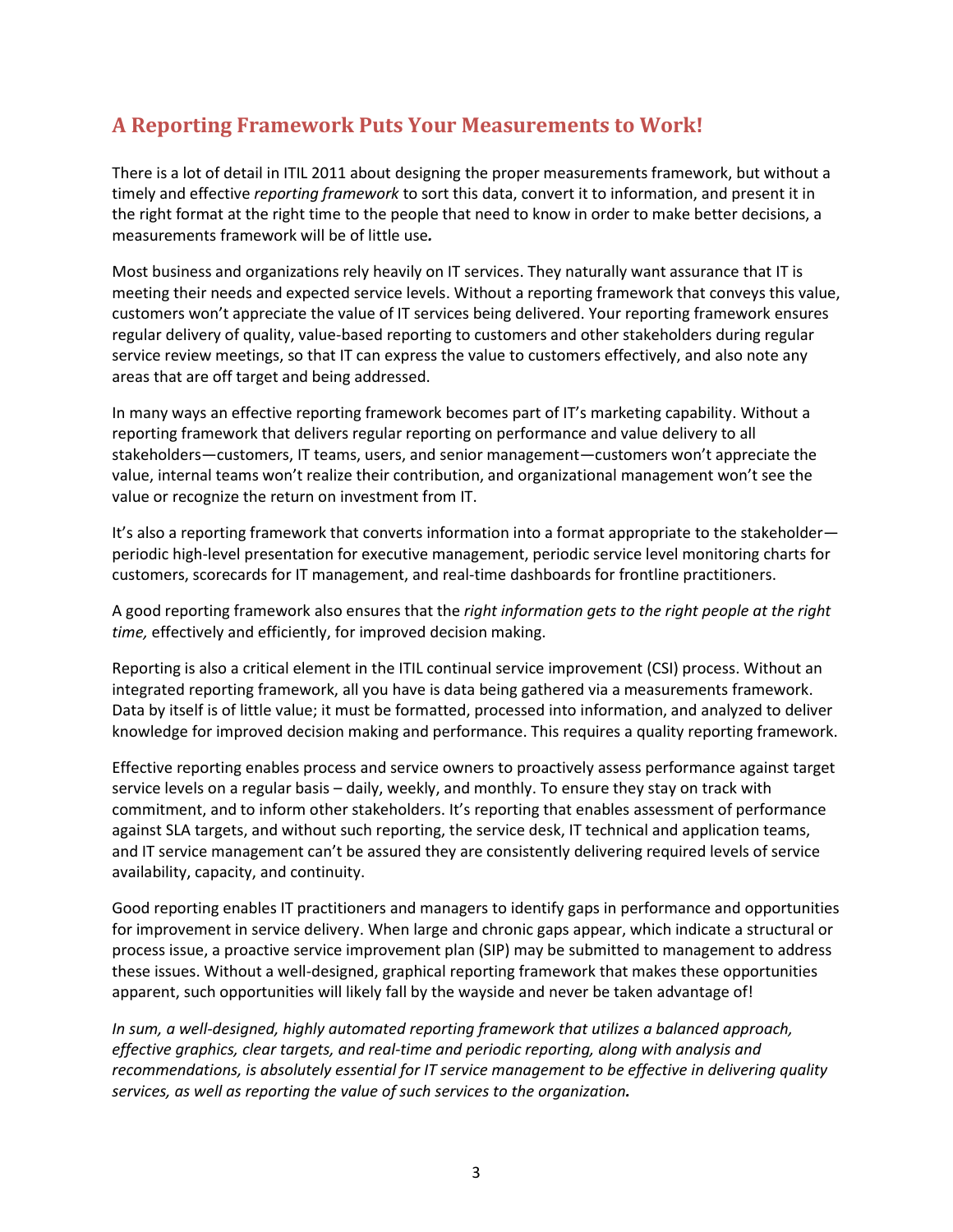## A Reporting Framework Puts Your Measurements to Work!

There is a lot of detail in ITIL 2011 about designing the proper measurements framework, but without a timely and effective *reporting framework* to sort this data, convert it to information, and present it in the right format at the right time to the people that need to know in order to make better decisions, a measurements framework will be of little use.

Most business and organizations rely heavily on IT services. They naturally want assurance that IT is meeting their needs and expected service levels. Without a reporting framework that conveys this value, customers won't appreciate the value of IT services being delivered. Your reporting framework ensures regular delivery of quality, value-based reporting to customers and other stakeholders during regular service review meetings, so that IT can express the value to customers effectively, and also note any areas that are off target and being addressed.

In many ways an effective reporting framework becomes part of IT's marketing capability. Without a reporting framework that delivers regular reporting on performance and value delivery to all stakeholders—customers, IT teams, users, and senior management—customers won't appreciate the value, internal teams won't realize their contribution, and organizational management won't see the value or recognize the return on investment from IT.

It's also a reporting framework that converts information into a format appropriate to the stakeholder—periodic high-level presentation for executive management, periodic service level monitoring charts for customers, scorecards for IT management, and real-time dashboards for frontline practitioners.

A good reporting framework also ensures that the *right information gets to the right people at the right time,* effectively and efficiently, for improved decision making.

Reporting is also a critical element in the ITIL continual service improvement (CSI) process. Without an integrated reporting framework, all you have is data being gathered via a measurements framework. Data by itself is of little value; it must be formatted, processed into information, and analyzed to deliver knowledge for improved decision making and performance. This requires a quality reporting framework.

Effective reporting enables process and service owners to proactively assess performance against target service levels on a regular basis – daily, weekly, and monthly. To ensure they stay on track with commitment, and to inform other stakeholders. It's reporting that enables assessment of performance against SLA targets, and without such reporting, the service desk, IT technical and application teams, and IT service management can't be assured they are consistently delivering required levels of service availability, capacity, and continuity.

Good reporting enables IT practitioners and managers to identify gaps in performance and opportunities for improvement in service delivery. When large and chronic gaps appear, which indicate a structural or process issue, a proactive service improvement plan (SIP) may be submitted to management to address these issues. Without a well-designed, graphical reporting framework that makes these opportunities apparent, such opportunities will likely fall by the wayside and never be taken advantage of!

*In sum, a well-designed, highly automated reporting framework that utilizes a balanced approach, effective graphics, clear targets, and real-time and periodic reporting, along with analysis and recommendations, is absolutely essential for IT service management to be effective in delivering quality services, as well as reporting the value of such services to the organization.*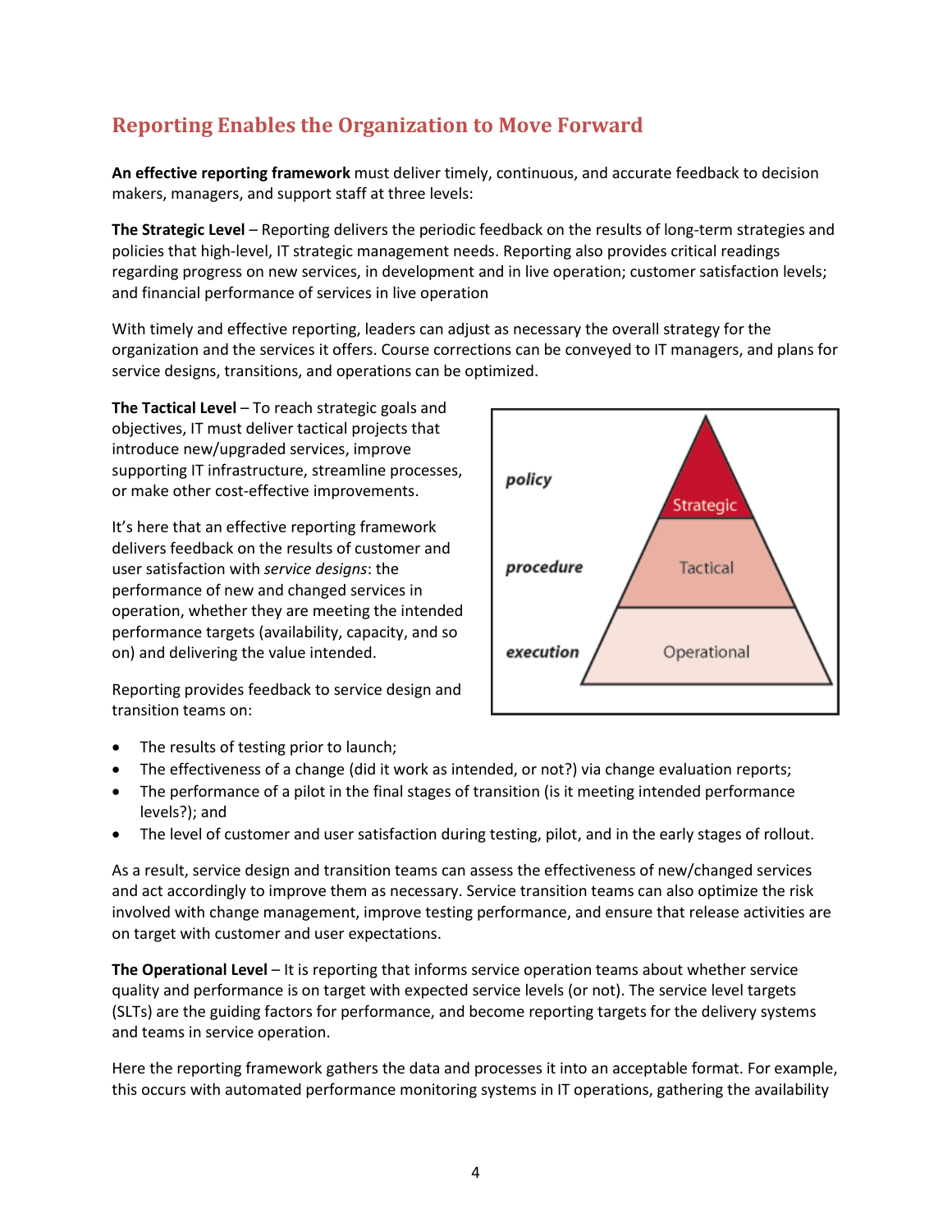## Reporting Enables the Organization to Move Forward

**An effective reporting framework** must deliver timely, continuous, and accurate feedback to decision makers, managers, and support staff at three levels:

**The Strategic Level** – Reporting delivers the periodic feedback on the results of long-term strategies and policies that high-level, IT strategic management needs. Reporting also provides critical readings regarding progress on new services, in development and in live operation; customer satisfaction levels; and financial performance of services in live operation

With timely and effective reporting, leaders can adjust as necessary the overall strategy for the organization and the services it offers. Course corrections can be conveyed to IT managers, and plans for service designs, transitions, and operations can be optimized.

**The Tactical Level** – To reach strategic goals and objectives, IT must deliver tactical projects that introduce new/upgraded services, improve supporting IT infrastructure, streamline processes, or make other cost-effective improvements.

It's here that an effective reporting framework delivers feedback on the results of customer and user satisfaction with *service designs*: the performance of new and changed services in operation, whether they are meeting the intended performance targets (availability, capacity, and so on) and delivering the value intended.

| | |
|---|---|
| ***policy*** | Strategic |
| ***procedure*** | Tactical |
| ***execution*** | Operational |

Reporting provides feedback to service design and transition teams on:

- The results of testing prior to launch;
- The effectiveness of a change (did it work as intended, or not?) via change evaluation reports;
- The performance of a pilot in the final stages of transition (is it meeting intended performance levels?); and
- The level of customer and user satisfaction during testing, pilot, and in the early stages of rollout.

As a result, service design and transition teams can assess the effectiveness of new/changed services and act accordingly to improve them as necessary. Service transition teams can also optimize the risk involved with change management, improve testing performance, and ensure that release activities are on target with customer and user expectations.

**The Operational Level** – It is reporting that informs service operation teams about whether service quality and performance is on target with expected service levels (or not). The service level targets (SLTs) are the guiding factors for performance, and become reporting targets for the delivery systems and teams in service operation.

Here the reporting framework gathers the data and processes it into an acceptable format. For example, this occurs with automated performance monitoring systems in IT operations, gathering the availability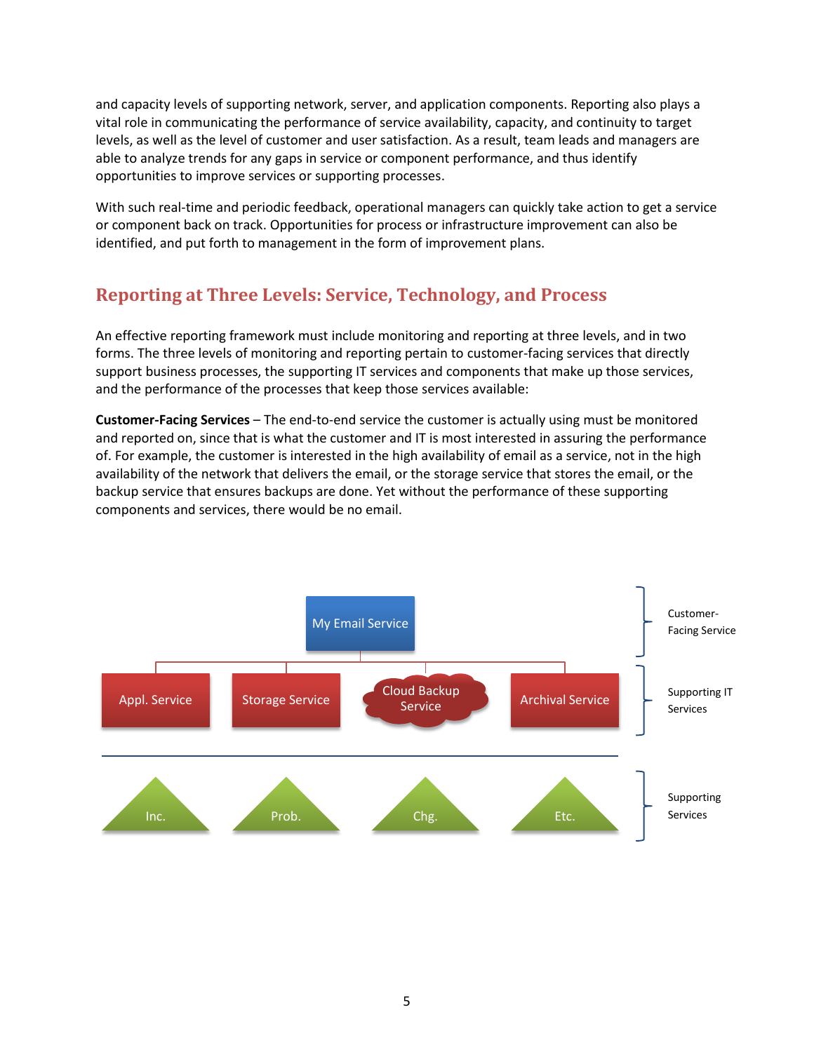and capacity levels of supporting network, server, and application components. Reporting also plays a vital role in communicating the performance of service availability, capacity, and continuity to target levels, as well as the level of customer and user satisfaction. As a result, team leads and managers are able to analyze trends for any gaps in service or component performance, and thus identify opportunities to improve services or supporting processes.

With such real-time and periodic feedback, operational managers can quickly take action to get a service or component back on track. Opportunities for process or infrastructure improvement can also be identified, and put forth to management in the form of improvement plans.

## Reporting at Three Levels: Service, Technology, and Process

An effective reporting framework must include monitoring and reporting at three levels, and in two forms. The three levels of monitoring and reporting pertain to customer-facing services that directly support business processes, the supporting IT services and components that make up those services, and the performance of the processes that keep those services available:

**Customer-Facing Services** – The end-to-end service the customer is actually using must be monitored and reported on, since that is what the customer and IT is most interested in assuring the performance of. For example, the customer is interested in the high availability of email as a service, not in the high availability of the network that delivers the email, or the storage service that stores the email, or the backup service that ensures backups are done. Yet without the performance of these supporting components and services, there would be no email.

My Email Service — Customer-Facing Service

Appl. Service | Storage Service | Cloud Backup Service | Archival Service — Supporting IT Services

Inc. | Prob. | Chg. | Etc. — Supporting Services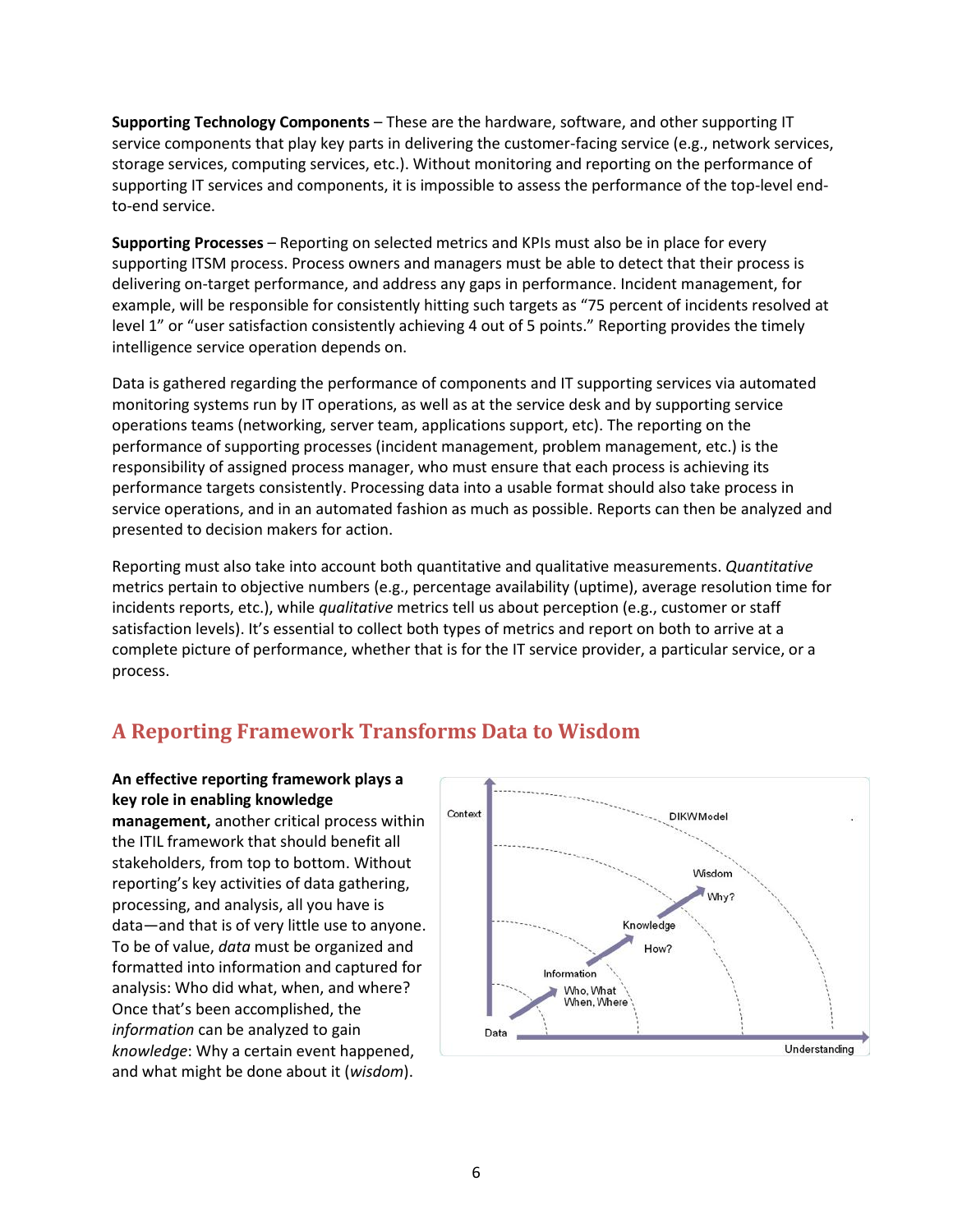**Supporting Technology Components** – These are the hardware, software, and other supporting IT service components that play key parts in delivering the customer-facing service (e.g., network services, storage services, computing services, etc.). Without monitoring and reporting on the performance of supporting IT services and components, it is impossible to assess the performance of the top-level end-to-end service.

**Supporting Processes** – Reporting on selected metrics and KPIs must also be in place for every supporting ITSM process. Process owners and managers must be able to detect that their process is delivering on-target performance, and address any gaps in performance. Incident management, for example, will be responsible for consistently hitting such targets as "75 percent of incidents resolved at level 1" or "user satisfaction consistently achieving 4 out of 5 points." Reporting provides the timely intelligence service operation depends on.

Data is gathered regarding the performance of components and IT supporting services via automated monitoring systems run by IT operations, as well as at the service desk and by supporting service operations teams (networking, server team, applications support, etc). The reporting on the performance of supporting processes (incident management, problem management, etc.) is the responsibility of assigned process manager, who must ensure that each process is achieving its performance targets consistently. Processing data into a usable format should also take process in service operations, and in an automated fashion as much as possible. Reports can then be analyzed and presented to decision makers for action.

Reporting must also take into account both quantitative and qualitative measurements. *Quantitative* metrics pertain to objective numbers (e.g., percentage availability (uptime), average resolution time for incidents reports, etc.), while *qualitative* metrics tell us about perception (e.g., customer or staff satisfaction levels). It's essential to collect both types of metrics and report on both to arrive at a complete picture of performance, whether that is for the IT service provider, a particular service, or a process.

## A Reporting Framework Transforms Data to Wisdom

**An effective reporting framework plays a key role in enabling knowledge management,** another critical process within the ITIL framework that should benefit all stakeholders, from top to bottom. Without reporting's key activities of data gathering, processing, and analysis, all you have is data—and that is of very little use to anyone. To be of value, *data* must be organized and formatted into information and captured for analysis: Who did what, when, and where? Once that's been accomplished, the *information* can be analyzed to gain *knowledge*: Why a certain event happened, and what might be done about it (*wisdom*).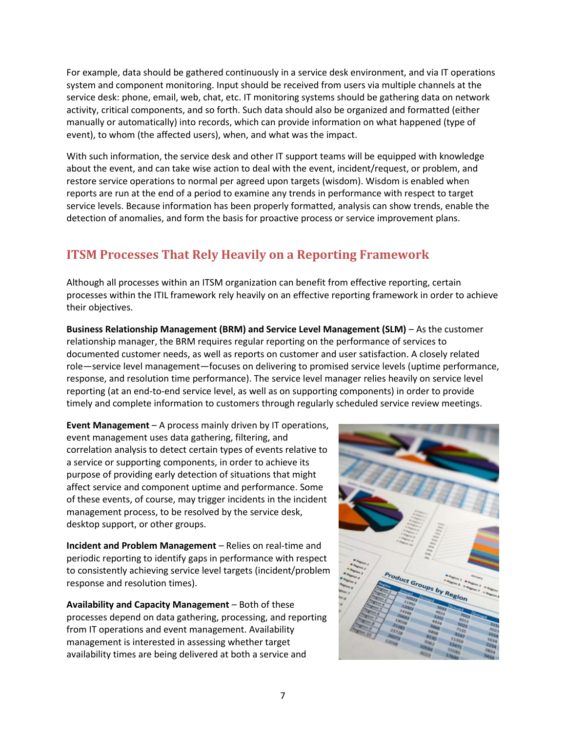For example, data should be gathered continuously in a service desk environment, and via IT operations system and component monitoring. Input should be received from users via multiple channels at the service desk: phone, email, web, chat, etc. IT monitoring systems should be gathering data on network activity, critical components, and so forth. Such data should also be organized and formatted (either manually or automatically) into records, which can provide information on what happened (type of event), to whom (the affected users), when, and what was the impact.

With such information, the service desk and other IT support teams will be equipped with knowledge about the event, and can take wise action to deal with the event, incident/request, or problem, and restore service operations to normal per agreed upon targets (wisdom). Wisdom is enabled when reports are run at the end of a period to examine any trends in performance with respect to target service levels. Because information has been properly formatted, analysis can show trends, enable the detection of anomalies, and form the basis for proactive process or service improvement plans.

## ITSM Processes That Rely Heavily on a Reporting Framework

Although all processes within an ITSM organization can benefit from effective reporting, certain processes within the ITIL framework rely heavily on an effective reporting framework in order to achieve their objectives.

**Business Relationship Management (BRM) and Service Level Management (SLM)** – As the customer relationship manager, the BRM requires regular reporting on the performance of services to documented customer needs, as well as reports on customer and user satisfaction. A closely related role—service level management—focuses on delivering to promised service levels (uptime performance, response, and resolution time performance). The service level manager relies heavily on service level reporting (at an end-to-end service level, as well as on supporting components) in order to provide timely and complete information to customers through regularly scheduled service review meetings.

**Event Management** – A process mainly driven by IT operations, event management uses data gathering, filtering, and correlation analysis to detect certain types of events relative to a service or supporting components, in order to achieve its purpose of providing early detection of situations that might affect service and component uptime and performance. Some of these events, of course, may trigger incidents in the incident management process, to be resolved by the service desk, desktop support, or other groups.

**Incident and Problem Management** – Relies on real-time and periodic reporting to identify gaps in performance with respect to consistently achieving service level targets (incident/problem response and resolution times).

**Availability and Capacity Management** – Both of these processes depend on data gathering, processing, and reporting from IT operations and event management. Availability management is interested in assessing whether target availability times are being delivered at both a service and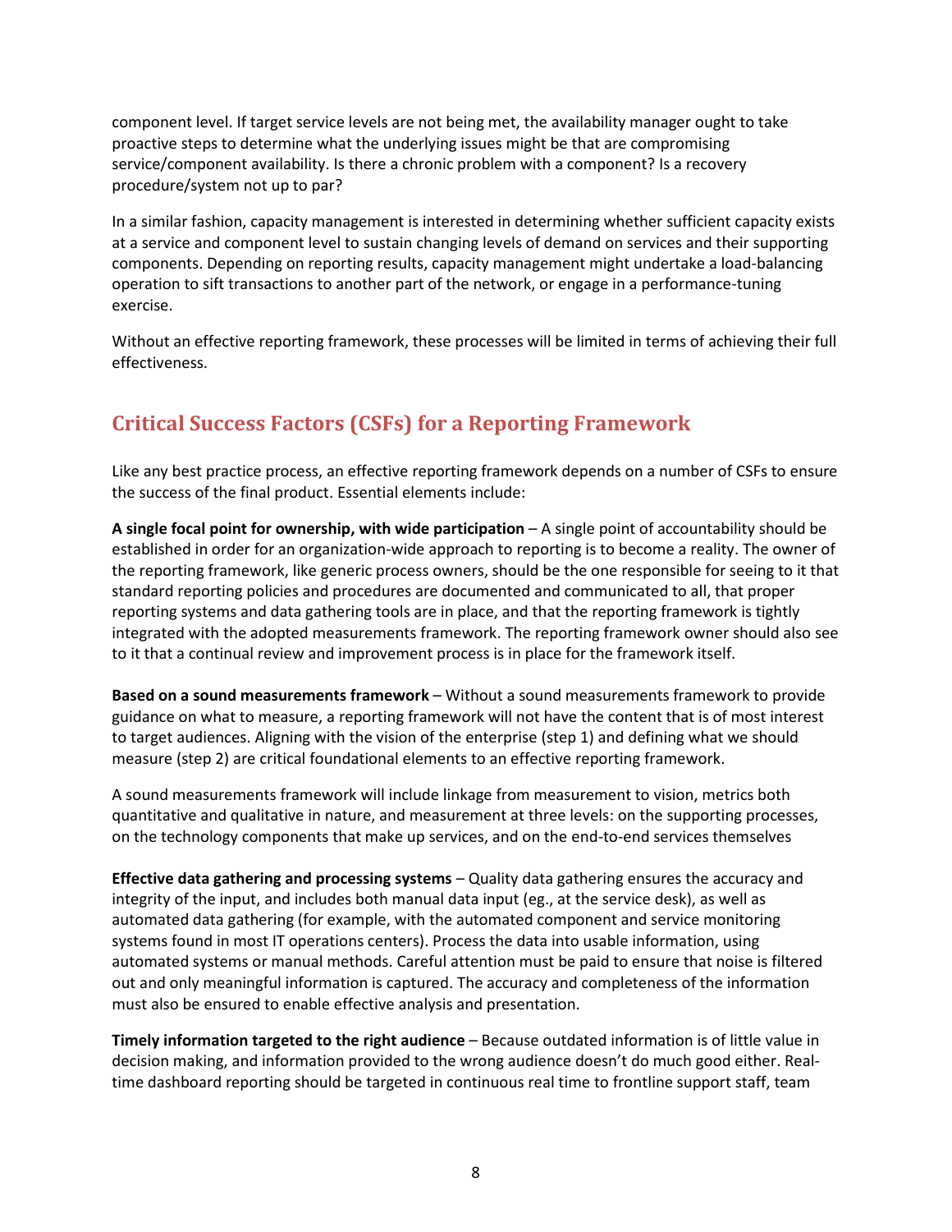component level. If target service levels are not being met, the availability manager ought to take proactive steps to determine what the underlying issues might be that are compromising service/component availability. Is there a chronic problem with a component? Is a recovery procedure/system not up to par?

In a similar fashion, capacity management is interested in determining whether sufficient capacity exists at a service and component level to sustain changing levels of demand on services and their supporting components. Depending on reporting results, capacity management might undertake a load-balancing operation to sift transactions to another part of the network, or engage in a performance-tuning exercise.

Without an effective reporting framework, these processes will be limited in terms of achieving their full effectiveness.

## Critical Success Factors (CSFs) for a Reporting Framework

Like any best practice process, an effective reporting framework depends on a number of CSFs to ensure the success of the final product. Essential elements include:

**A single focal point for ownership, with wide participation** – A single point of accountability should be established in order for an organization-wide approach to reporting is to become a reality. The owner of the reporting framework, like generic process owners, should be the one responsible for seeing to it that standard reporting policies and procedures are documented and communicated to all, that proper reporting systems and data gathering tools are in place, and that the reporting framework is tightly integrated with the adopted measurements framework. The reporting framework owner should also see to it that a continual review and improvement process is in place for the framework itself.

**Based on a sound measurements framework** – Without a sound measurements framework to provide guidance on what to measure, a reporting framework will not have the content that is of most interest to target audiences. Aligning with the vision of the enterprise (step 1) and defining what we should measure (step 2) are critical foundational elements to an effective reporting framework.

A sound measurements framework will include linkage from measurement to vision, metrics both quantitative and qualitative in nature, and measurement at three levels: on the supporting processes, on the technology components that make up services, and on the end-to-end services themselves

**Effective data gathering and processing systems** – Quality data gathering ensures the accuracy and integrity of the input, and includes both manual data input (eg., at the service desk), as well as automated data gathering (for example, with the automated component and service monitoring systems found in most IT operations centers). Process the data into usable information, using automated systems or manual methods. Careful attention must be paid to ensure that noise is filtered out and only meaningful information is captured. The accuracy and completeness of the information must also be ensured to enable effective analysis and presentation.

**Timely information targeted to the right audience** – Because outdated information is of little value in decision making, and information provided to the wrong audience doesn't do much good either. Real-time dashboard reporting should be targeted in continuous real time to frontline support staff, team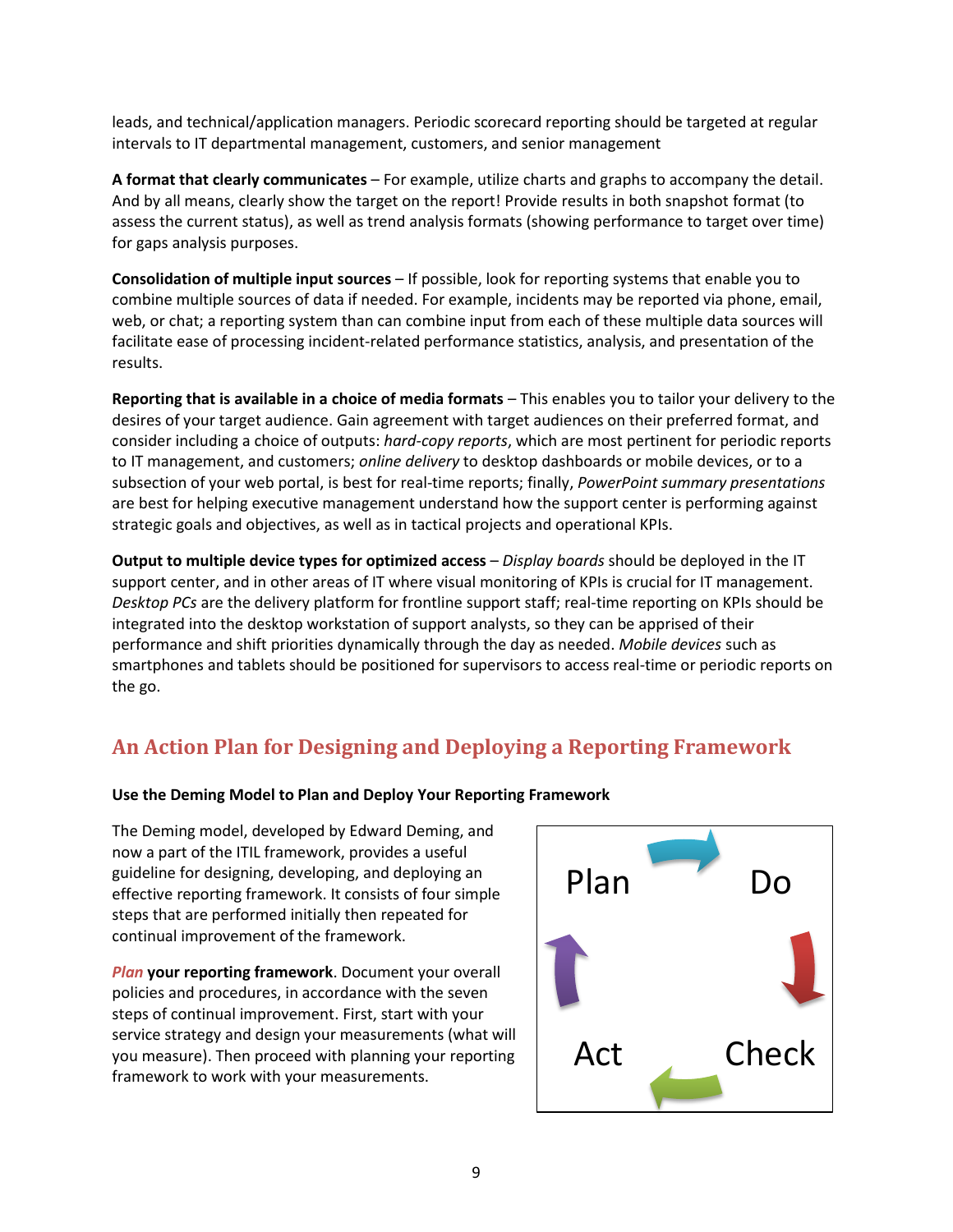leads, and technical/application managers. Periodic scorecard reporting should be targeted at regular intervals to IT departmental management, customers, and senior management

**A format that clearly communicates** – For example, utilize charts and graphs to accompany the detail. And by all means, clearly show the target on the report! Provide results in both snapshot format (to assess the current status), as well as trend analysis formats (showing performance to target over time) for gaps analysis purposes.

**Consolidation of multiple input sources** – If possible, look for reporting systems that enable you to combine multiple sources of data if needed. For example, incidents may be reported via phone, email, web, or chat; a reporting system than can combine input from each of these multiple data sources will facilitate ease of processing incident-related performance statistics, analysis, and presentation of the results.

**Reporting that is available in a choice of media formats** – This enables you to tailor your delivery to the desires of your target audience. Gain agreement with target audiences on their preferred format, and consider including a choice of outputs: *hard-copy reports*, which are most pertinent for periodic reports to IT management, and customers; *online delivery* to desktop dashboards or mobile devices, or to a subsection of your web portal, is best for real-time reports; finally, *PowerPoint summary presentations* are best for helping executive management understand how the support center is performing against strategic goals and objectives, as well as in tactical projects and operational KPIs.

**Output to multiple device types for optimized access** – *Display boards* should be deployed in the IT support center, and in other areas of IT where visual monitoring of KPIs is crucial for IT management. *Desktop PCs* are the delivery platform for frontline support staff; real-time reporting on KPIs should be integrated into the desktop workstation of support analysts, so they can be apprised of their performance and shift priorities dynamically through the day as needed. *Mobile devices* such as smartphones and tablets should be positioned for supervisors to access real-time or periodic reports on the go.

## An Action Plan for Designing and Deploying a Reporting Framework

**Use the Deming Model to Plan and Deploy Your Reporting Framework**

The Deming model, developed by Edward Deming, and now a part of the ITIL framework, provides a useful guideline for designing, developing, and deploying an effective reporting framework. It consists of four simple steps that are performed initially then repeated for continual improvement of the framework.

Plan → Do → Check → Act

***Plan*** **your reporting framework**. Document your overall policies and procedures, in accordance with the seven steps of continual improvement. First, start with your service strategy and design your measurements (what will you measure). Then proceed with planning your reporting framework to work with your measurements.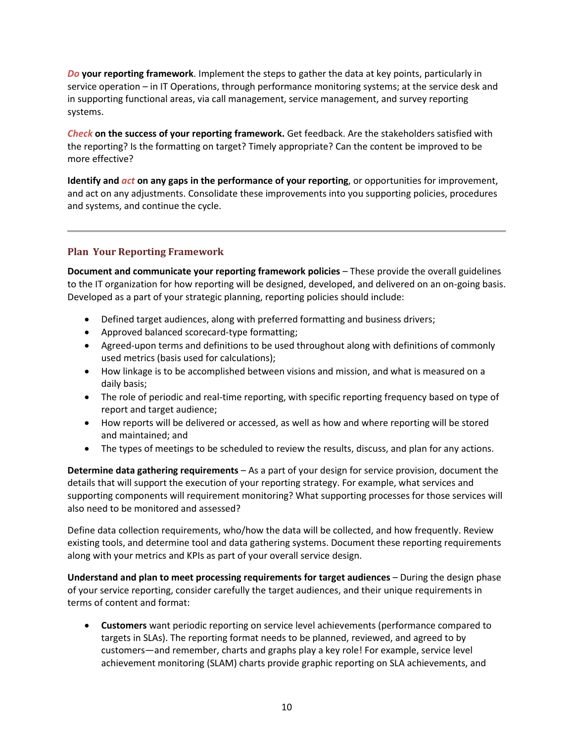***Do*** **your reporting framework**. Implement the steps to gather the data at key points, particularly in service operation – in IT Operations, through performance monitoring systems; at the service desk and in supporting functional areas, via call management, service management, and survey reporting systems.

***Check*** **on the success of your reporting framework.** Get feedback. Are the stakeholders satisfied with the reporting? Is the formatting on target? Timely appropriate? Can the content be improved to be more effective?

**Identify and *act* on any gaps in the performance of your reporting**, or opportunities for improvement, and act on any adjustments. Consolidate these improvements into you supporting policies, procedures and systems, and continue the cycle.

---

## Plan Your Reporting Framework

**Document and communicate your reporting framework policies** – These provide the overall guidelines to the IT organization for how reporting will be designed, developed, and delivered on an on-going basis. Developed as a part of your strategic planning, reporting policies should include:

- Defined target audiences, along with preferred formatting and business drivers;
- Approved balanced scorecard-type formatting;
- Agreed-upon terms and definitions to be used throughout along with definitions of commonly used metrics (basis used for calculations);
- How linkage is to be accomplished between visions and mission, and what is measured on a daily basis;
- The role of periodic and real-time reporting, with specific reporting frequency based on type of report and target audience;
- How reports will be delivered or accessed, as well as how and where reporting will be stored and maintained; and
- The types of meetings to be scheduled to review the results, discuss, and plan for any actions.

**Determine data gathering requirements** – As a part of your design for service provision, document the details that will support the execution of your reporting strategy. For example, what services and supporting components will requirement monitoring? What supporting processes for those services will also need to be monitored and assessed?

Define data collection requirements, who/how the data will be collected, and how frequently. Review existing tools, and determine tool and data gathering systems. Document these reporting requirements along with your metrics and KPIs as part of your overall service design.

**Understand and plan to meet processing requirements for target audiences** – During the design phase of your service reporting, consider carefully the target audiences, and their unique requirements in terms of content and format:

- **Customers** want periodic reporting on service level achievements (performance compared to targets in SLAs). The reporting format needs to be planned, reviewed, and agreed to by customers—and remember, charts and graphs play a key role! For example, service level achievement monitoring (SLAM) charts provide graphic reporting on SLA achievements, and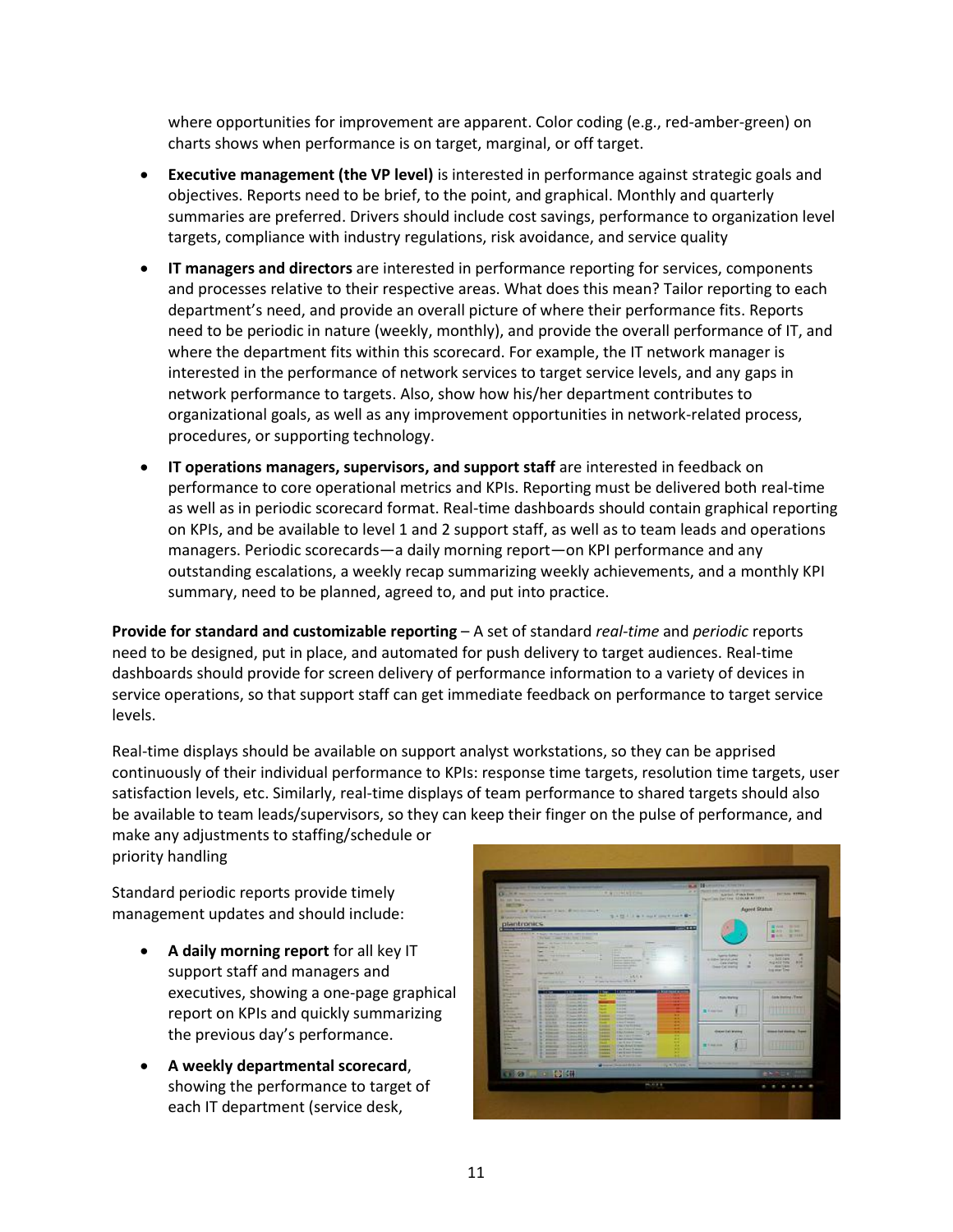where opportunities for improvement are apparent. Color coding (e.g., red-amber-green) on charts shows when performance is on target, marginal, or off target.

- **Executive management (the VP level)** is interested in performance against strategic goals and objectives. Reports need to be brief, to the point, and graphical. Monthly and quarterly summaries are preferred. Drivers should include cost savings, performance to organization level targets, compliance with industry regulations, risk avoidance, and service quality
- **IT managers and directors** are interested in performance reporting for services, components and processes relative to their respective areas. What does this mean? Tailor reporting to each department's need, and provide an overall picture of where their performance fits. Reports need to be periodic in nature (weekly, monthly), and provide the overall performance of IT, and where the department fits within this scorecard. For example, the IT network manager is interested in the performance of network services to target service levels, and any gaps in network performance to targets. Also, show how his/her department contributes to organizational goals, as well as any improvement opportunities in network-related process, procedures, or supporting technology.
- **IT operations managers, supervisors, and support staff** are interested in feedback on performance to core operational metrics and KPIs. Reporting must be delivered both real-time as well as in periodic scorecard format. Real-time dashboards should contain graphical reporting on KPIs, and be available to level 1 and 2 support staff, as well as to team leads and operations managers. Periodic scorecards—a daily morning report—on KPI performance and any outstanding escalations, a weekly recap summarizing weekly achievements, and a monthly KPI summary, need to be planned, agreed to, and put into practice.

**Provide for standard and customizable reporting** – A set of standard *real-time* and *periodic* reports need to be designed, put in place, and automated for push delivery to target audiences. Real-time dashboards should provide for screen delivery of performance information to a variety of devices in service operations, so that support staff can get immediate feedback on performance to target service levels.

Real-time displays should be available on support analyst workstations, so they can be apprised continuously of their individual performance to KPIs: response time targets, resolution time targets, user satisfaction levels, etc. Similarly, real-time displays of team performance to shared targets should also be available to team leads/supervisors, so they can keep their finger on the pulse of performance, and make any adjustments to staffing/schedule or priority handling

Standard periodic reports provide timely management updates and should include:

- **A daily morning report** for all key IT support staff and managers and executives, showing a one-page graphical report on KPIs and quickly summarizing the previous day's performance.
- **A weekly departmental scorecard**, showing the performance to target of each IT department (service desk,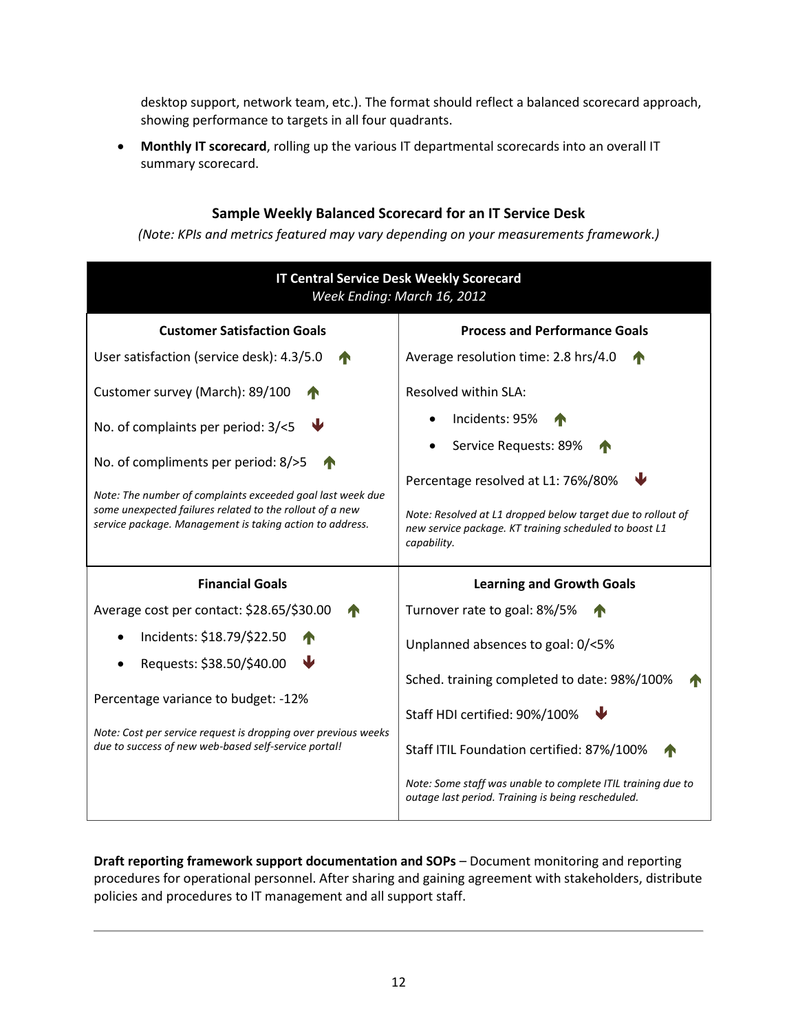desktop support, network team, etc.). The format should reflect a balanced scorecard approach, showing performance to targets in all four quadrants.

- **Monthly IT scorecard**, rolling up the various IT departmental scorecards into an overall IT summary scorecard.

### Sample Weekly Balanced Scorecard for an IT Service Desk

*(Note: KPIs and metrics featured may vary depending on your measurements framework.)*

**IT Central Service Desk Weekly Scorecard**
*Week Ending: March 16, 2012*

| Customer Satisfaction Goals | Process and Performance Goals |
|---|---|
| User satisfaction (service desk): 4.3/5.0 ↑<br><br>Customer survey (March): 89/100 ↑<br><br>No. of complaints per period: 3/<5 ↓<br><br>No. of compliments per period: 8/>5 ↑<br><br>*Note: The number of complaints exceeded goal last week due some unexpected failures related to the rollout of a new service package. Management is taking action to address.* | Average resolution time: 2.8 hrs/4.0 ↑<br><br>Resolved within SLA:<br>• Incidents: 95% ↑<br>• Service Requests: 89% ↑<br><br>Percentage resolved at L1: 76%/80% ↓<br><br>*Note: Resolved at L1 dropped below target due to rollout of new service package. KT training scheduled to boost L1 capability.* |
| **Financial Goals** | **Learning and Growth Goals** |
| Average cost per contact: $28.65/$30.00 ↑<br>• Incidents: $18.79/$22.50 ↑<br>• Requests: $38.50/$40.00 ↓<br><br>Percentage variance to budget: -12%<br><br>*Note: Cost per service request is dropping over previous weeks due to success of new web-based self-service portal!* | Turnover rate to goal: 8%/5% ↑<br><br>Unplanned absences to goal: 0/<5%<br><br>Sched. training completed to date: 98%/100% ↑<br><br>Staff HDI certified: 90%/100% ↓<br><br>Staff ITIL Foundation certified: 87%/100% ↑<br><br>*Note: Some staff was unable to complete ITIL training due to outage last period. Training is being rescheduled.* |

**Draft reporting framework support documentation and SOPs** – Document monitoring and reporting procedures for operational personnel. After sharing and gaining agreement with stakeholders, distribute policies and procedures to IT management and all support staff.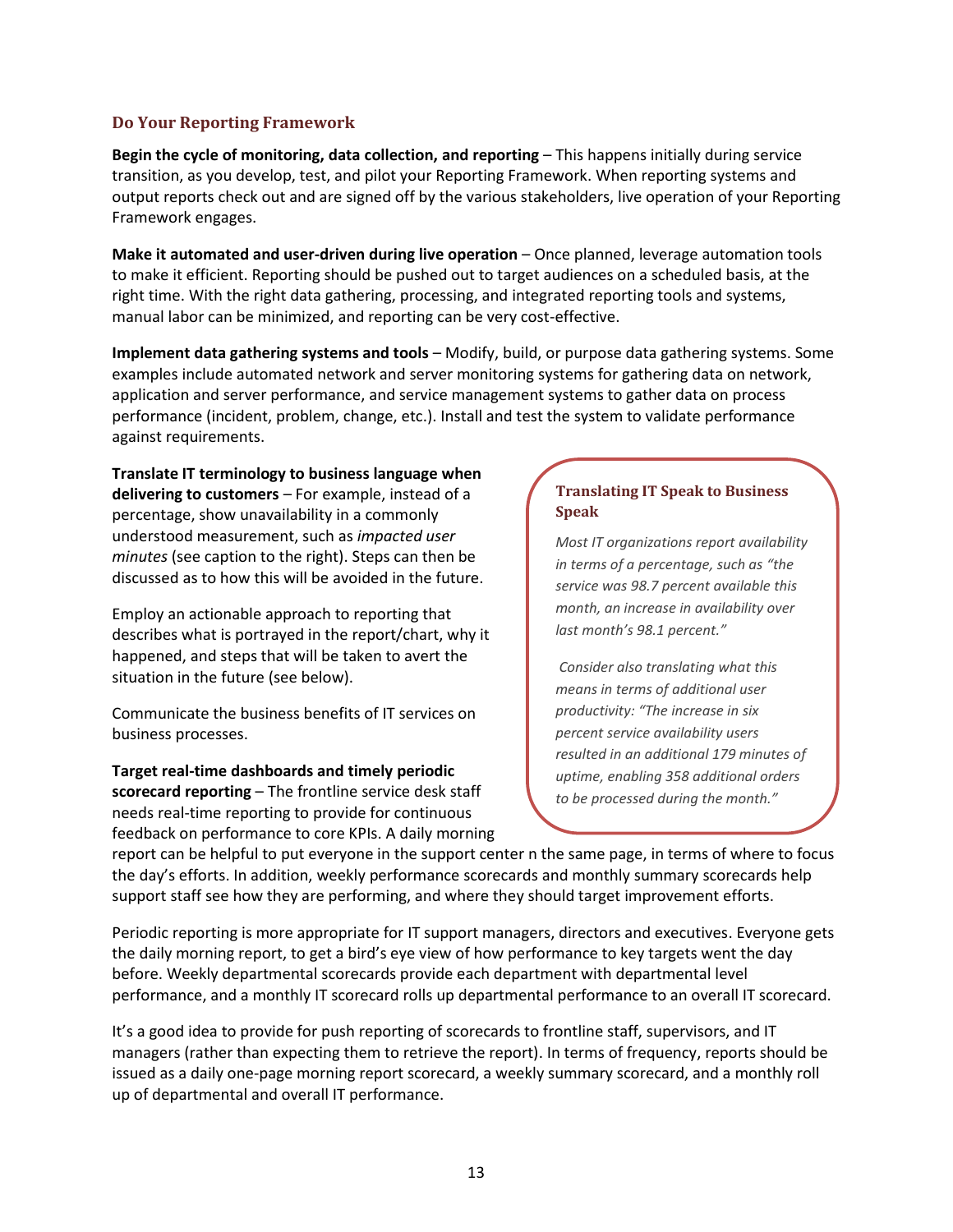## Do Your Reporting Framework

**Begin the cycle of monitoring, data collection, and reporting** – This happens initially during service transition, as you develop, test, and pilot your Reporting Framework. When reporting systems and output reports check out and are signed off by the various stakeholders, live operation of your Reporting Framework engages.

**Make it automated and user-driven during live operation** – Once planned, leverage automation tools to make it efficient. Reporting should be pushed out to target audiences on a scheduled basis, at the right time. With the right data gathering, processing, and integrated reporting tools and systems, manual labor can be minimized, and reporting can be very cost-effective.

**Implement data gathering systems and tools** – Modify, build, or purpose data gathering systems. Some examples include automated network and server monitoring systems for gathering data on network, application and server performance, and service management systems to gather data on process performance (incident, problem, change, etc.). Install and test the system to validate performance against requirements.

**Translate IT terminology to business language when delivering to customers** – For example, instead of a percentage, show unavailability in a commonly understood measurement, such as *impacted user minutes* (see caption to the right). Steps can then be discussed as to how this will be avoided in the future.

Employ an actionable approach to reporting that describes what is portrayed in the report/chart, why it happened, and steps that will be taken to avert the situation in the future (see below).

Communicate the business benefits of IT services on business processes.

> **Translating IT Speak to Business Speak**
>
> *Most IT organizations report availability in terms of a percentage, such as "the service was 98.7 percent available this month, an increase in availability over last month's 98.1 percent."*
>
> *Consider also translating what this means in terms of additional user productivity: "The increase in six percent service availability users resulted in an additional 179 minutes of uptime, enabling 358 additional orders to be processed during the month."*

**Target real-time dashboards and timely periodic scorecard reporting** – The frontline service desk staff needs real-time reporting to provide for continuous feedback on performance to core KPIs. A daily morning report can be helpful to put everyone in the support center n the same page, in terms of where to focus the day's efforts. In addition, weekly performance scorecards and monthly summary scorecards help support staff see how they are performing, and where they should target improvement efforts.

Periodic reporting is more appropriate for IT support managers, directors and executives. Everyone gets the daily morning report, to get a bird's eye view of how performance to key targets went the day before. Weekly departmental scorecards provide each department with departmental level performance, and a monthly IT scorecard rolls up departmental performance to an overall IT scorecard.

It's a good idea to provide for push reporting of scorecards to frontline staff, supervisors, and IT managers (rather than expecting them to retrieve the report). In terms of frequency, reports should be issued as a daily one-page morning report scorecard, a weekly summary scorecard, and a monthly roll up of departmental and overall IT performance.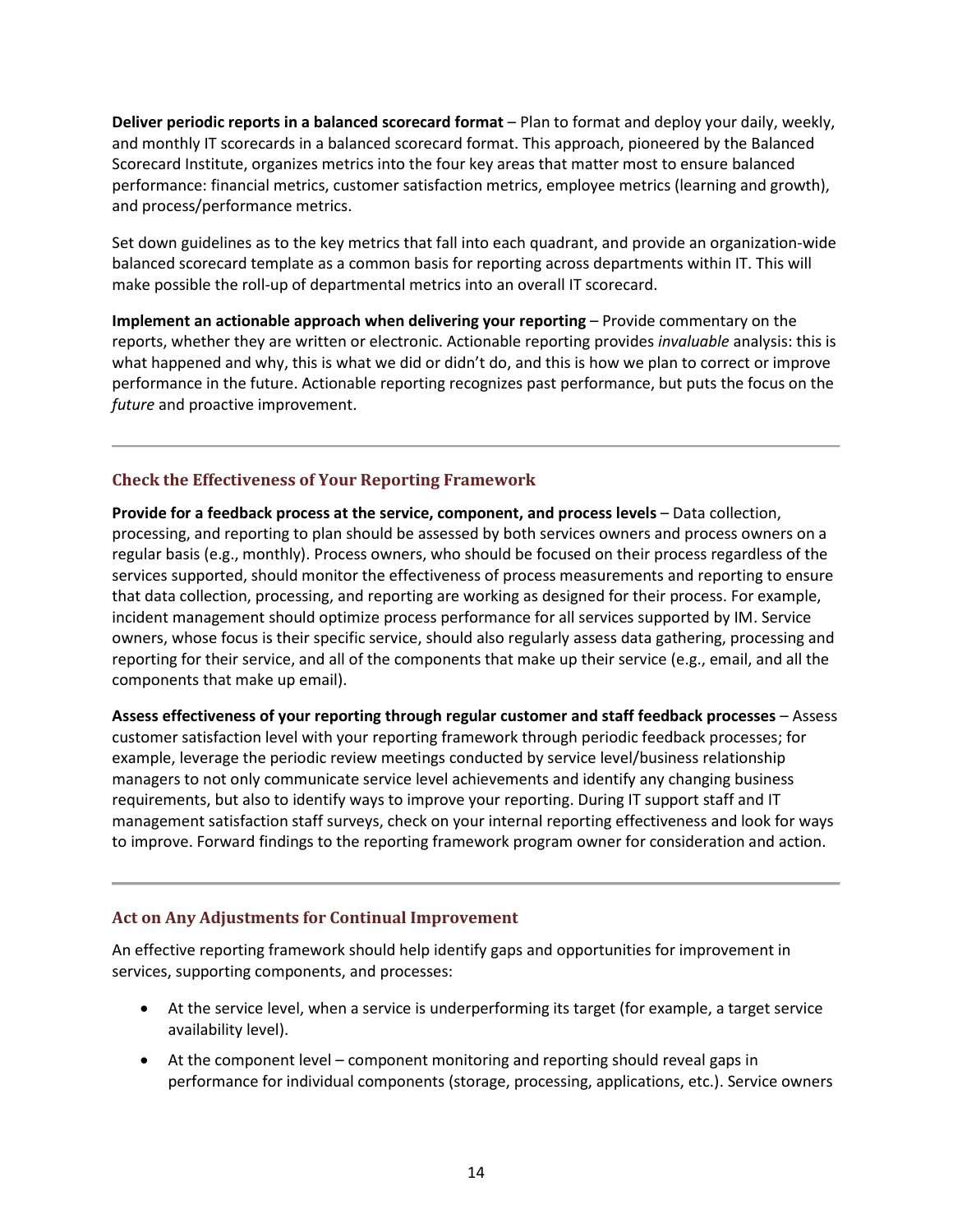**Deliver periodic reports in a balanced scorecard format** – Plan to format and deploy your daily, weekly, and monthly IT scorecards in a balanced scorecard format. This approach, pioneered by the Balanced Scorecard Institute, organizes metrics into the four key areas that matter most to ensure balanced performance: financial metrics, customer satisfaction metrics, employee metrics (learning and growth), and process/performance metrics.

Set down guidelines as to the key metrics that fall into each quadrant, and provide an organization-wide balanced scorecard template as a common basis for reporting across departments within IT. This will make possible the roll-up of departmental metrics into an overall IT scorecard.

**Implement an actionable approach when delivering your reporting** – Provide commentary on the reports, whether they are written or electronic. Actionable reporting provides *invaluable* analysis: this is what happened and why, this is what we did or didn't do, and this is how we plan to correct or improve performance in the future. Actionable reporting recognizes past performance, but puts the focus on the *future* and proactive improvement.

---

### Check the Effectiveness of Your Reporting Framework

**Provide for a feedback process at the service, component, and process levels** – Data collection, processing, and reporting to plan should be assessed by both services owners and process owners on a regular basis (e.g., monthly). Process owners, who should be focused on their process regardless of the services supported, should monitor the effectiveness of process measurements and reporting to ensure that data collection, processing, and reporting are working as designed for their process. For example, incident management should optimize process performance for all services supported by IM. Service owners, whose focus is their specific service, should also regularly assess data gathering, processing and reporting for their service, and all of the components that make up their service (e.g., email, and all the components that make up email).

**Assess effectiveness of your reporting through regular customer and staff feedback processes** – Assess customer satisfaction level with your reporting framework through periodic feedback processes; for example, leverage the periodic review meetings conducted by service level/business relationship managers to not only communicate service level achievements and identify any changing business requirements, but also to identify ways to improve your reporting. During IT support staff and IT management satisfaction staff surveys, check on your internal reporting effectiveness and look for ways to improve. Forward findings to the reporting framework program owner for consideration and action.

---

### Act on Any Adjustments for Continual Improvement

An effective reporting framework should help identify gaps and opportunities for improvement in services, supporting components, and processes:

- At the service level, when a service is underperforming its target (for example, a target service availability level).
- At the component level – component monitoring and reporting should reveal gaps in performance for individual components (storage, processing, applications, etc.). Service owners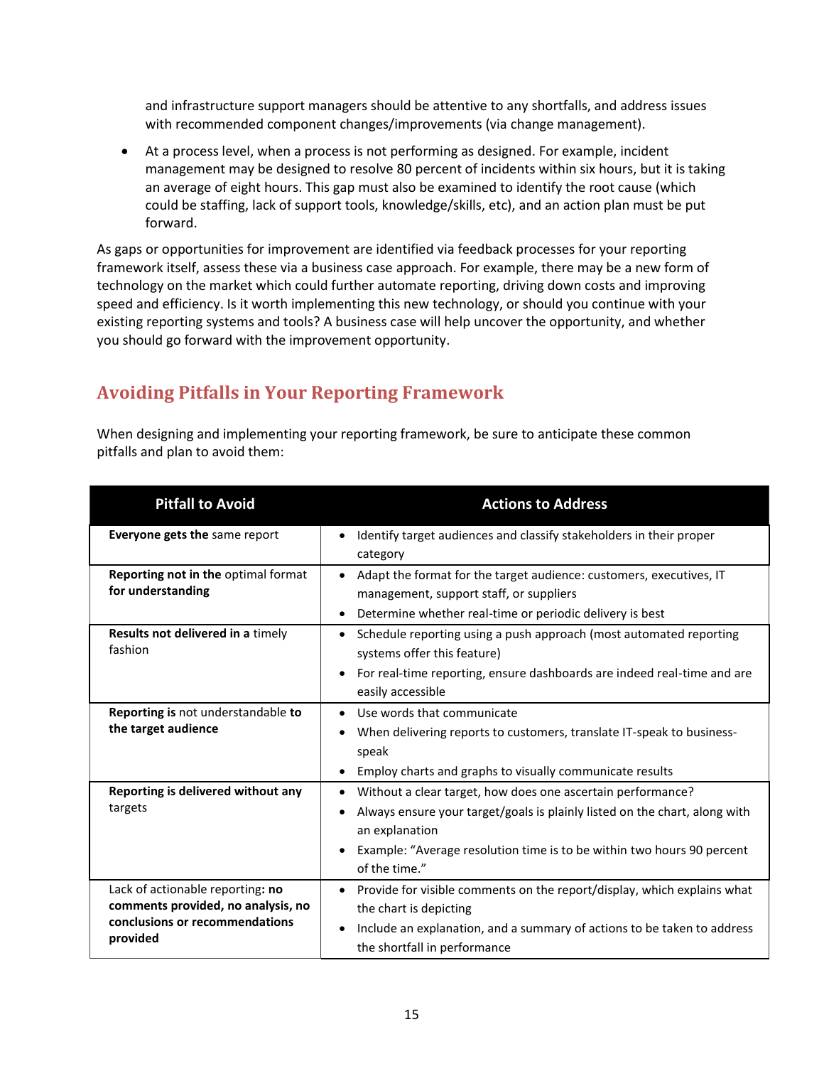and infrastructure support managers should be attentive to any shortfalls, and address issues with recommended component changes/improvements (via change management).

- At a process level, when a process is not performing as designed. For example, incident management may be designed to resolve 80 percent of incidents within six hours, but it is taking an average of eight hours. This gap must also be examined to identify the root cause (which could be staffing, lack of support tools, knowledge/skills, etc), and an action plan must be put forward.

As gaps or opportunities for improvement are identified via feedback processes for your reporting framework itself, assess these via a business case approach. For example, there may be a new form of technology on the market which could further automate reporting, driving down costs and improving speed and efficiency. Is it worth implementing this new technology, or should you continue with your existing reporting systems and tools? A business case will help uncover the opportunity, and whether you should go forward with the improvement opportunity.

## Avoiding Pitfalls in Your Reporting Framework

When designing and implementing your reporting framework, be sure to anticipate these common pitfalls and plan to avoid them:

| Pitfall to Avoid | Actions to Address |
|---|---|
| **Everyone gets the** same report | • Identify target audiences and classify stakeholders in their proper category |
| **Reporting not in the** optimal format **for understanding** | • Adapt the format for the target audience: customers, executives, IT management, support staff, or suppliers<br>• Determine whether real-time or periodic delivery is best |
| **Results not delivered in a** timely fashion | • Schedule reporting using a push approach (most automated reporting systems offer this feature)<br>• For real-time reporting, ensure dashboards are indeed real-time and are easily accessible |
| **Reporting is** not understandable **to the target audience** | • Use words that communicate<br>• When delivering reports to customers, translate IT-speak to business-speak<br>• Employ charts and graphs to visually communicate results |
| **Reporting is delivered without any** targets | • Without a clear target, how does one ascertain performance?<br>• Always ensure your target/goals is plainly listed on the chart, along with an explanation<br>• Example: “Average resolution time is to be within two hours 90 percent of the time.” |
| Lack of actionable reporting**: no comments provided, no analysis, no conclusions or recommendations provided** | • Provide for visible comments on the report/display, which explains what the chart is depicting<br>• Include an explanation, and a summary of actions to be taken to address the shortfall in performance |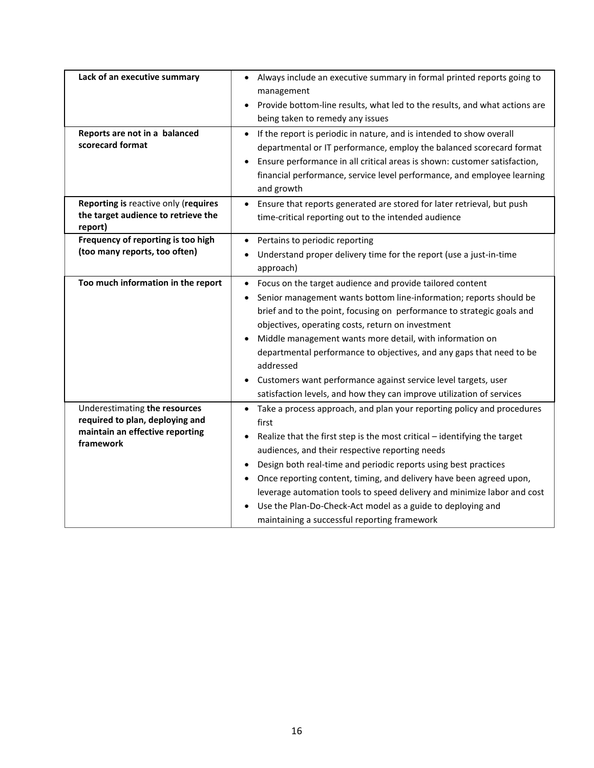| | |
|---|---|
| **Lack of an executive summary** | • Always include an executive summary in formal printed reports going to management<br>• Provide bottom-line results, what led to the results, and what actions are being taken to remedy any issues |
| **Reports are not in a balanced scorecard format** | • If the report is periodic in nature, and is intended to show overall departmental or IT performance, employ the balanced scorecard format<br>• Ensure performance in all critical areas is shown: customer satisfaction, financial performance, service level performance, and employee learning and growth |
| **Reporting is** reactive only (**requires the target audience to retrieve the report)** | • Ensure that reports generated are stored for later retrieval, but push time-critical reporting out to the intended audience |
| **Frequency of reporting is too high (too many reports, too often)** | • Pertains to periodic reporting<br>• Understand proper delivery time for the report (use a just-in-time approach) |
| **Too much information in the report** | • Focus on the target audience and provide tailored content<br>• Senior management wants bottom line-information; reports should be brief and to the point, focusing on performance to strategic goals and objectives, operating costs, return on investment<br>• Middle management wants more detail, with information on departmental performance to objectives, and any gaps that need to be addressed<br>• Customers want performance against service level targets, user satisfaction levels, and how they can improve utilization of services |
| Underestimating **the resources required to plan, deploying and maintain an effective reporting framework** | • Take a process approach, and plan your reporting policy and procedures first<br>• Realize that the first step is the most critical – identifying the target audiences, and their respective reporting needs<br>• Design both real-time and periodic reports using best practices<br>• Once reporting content, timing, and delivery have been agreed upon, leverage automation tools to speed delivery and minimize labor and cost<br>• Use the Plan-Do-Check-Act model as a guide to deploying and maintaining a successful reporting framework |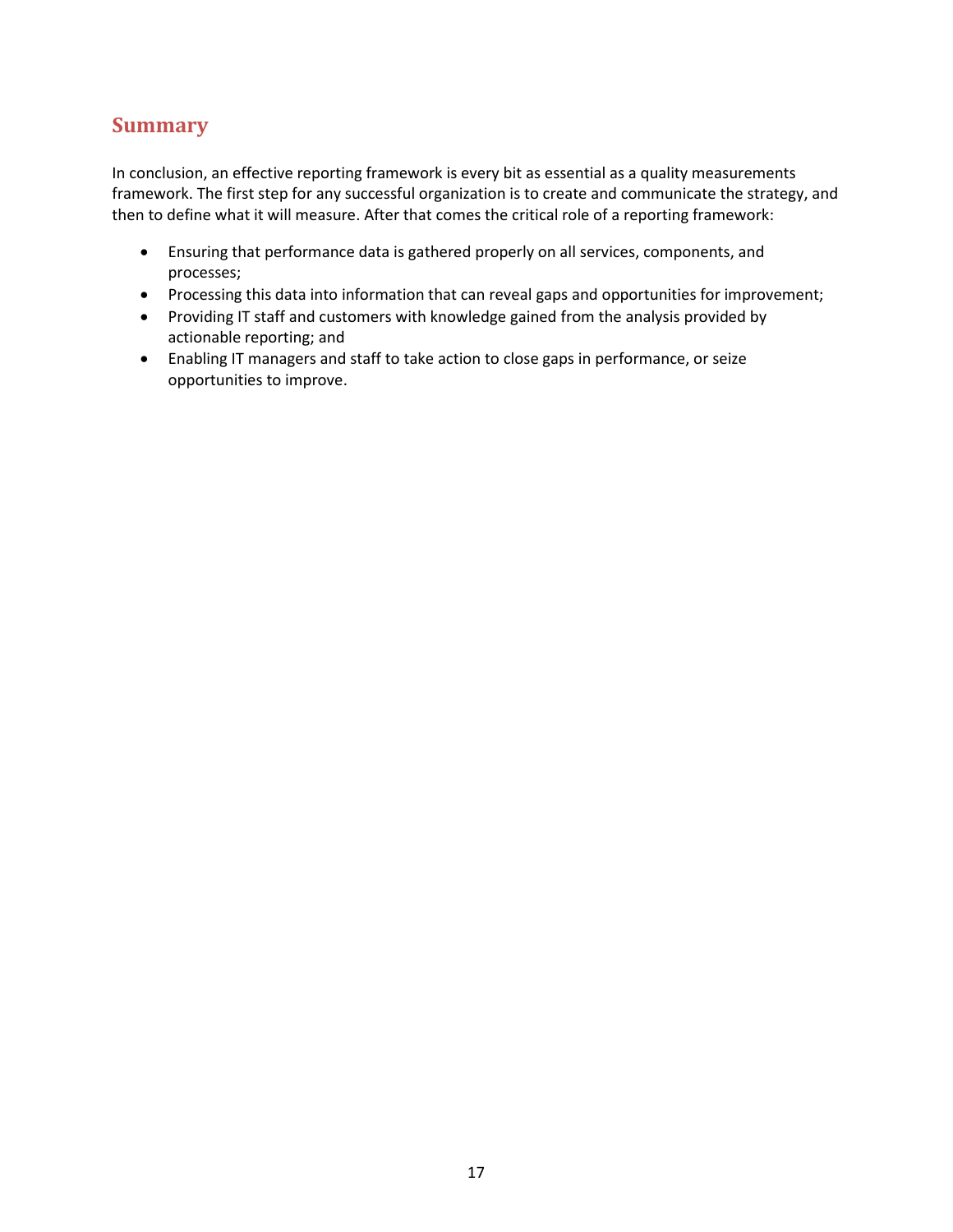## Summary

In conclusion, an effective reporting framework is every bit as essential as a quality measurements framework. The first step for any successful organization is to create and communicate the strategy, and then to define what it will measure. After that comes the critical role of a reporting framework:

- Ensuring that performance data is gathered properly on all services, components, and processes;
- Processing this data into information that can reveal gaps and opportunities for improvement;
- Providing IT staff and customers with knowledge gained from the analysis provided by actionable reporting; and
- Enabling IT managers and staff to take action to close gaps in performance, or seize opportunities to improve.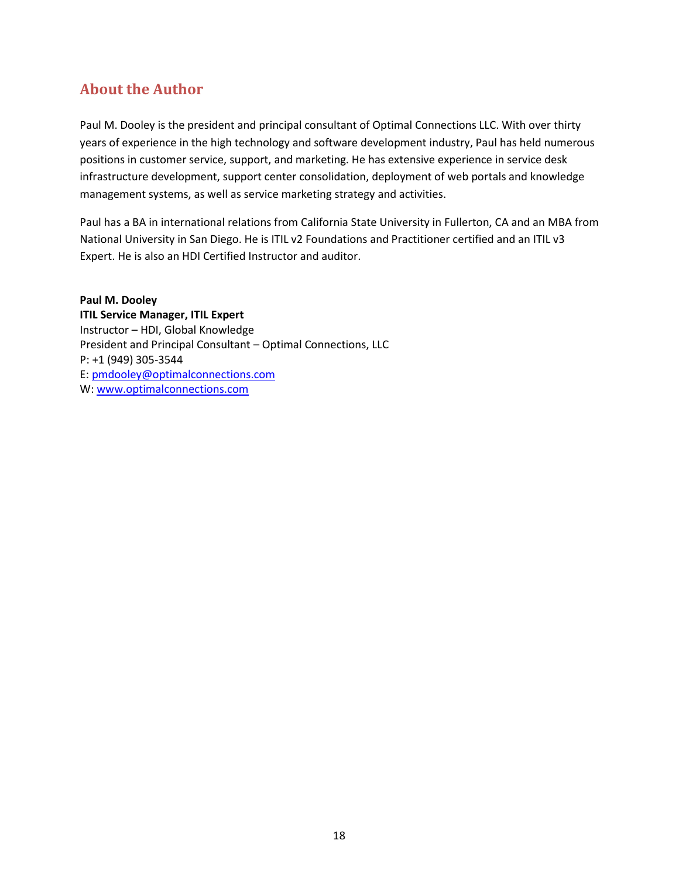## About the Author

Paul M. Dooley is the president and principal consultant of Optimal Connections LLC. With over thirty years of experience in the high technology and software development industry, Paul has held numerous positions in customer service, support, and marketing. He has extensive experience in service desk infrastructure development, support center consolidation, deployment of web portals and knowledge management systems, as well as service marketing strategy and activities.

Paul has a BA in international relations from California State University in Fullerton, CA and an MBA from National University in San Diego. He is ITIL v2 Foundations and Practitioner certified and an ITIL v3 Expert. He is also an HDI Certified Instructor and auditor.

**Paul M. Dooley**
**ITIL Service Manager, ITIL Expert**
Instructor – HDI, Global Knowledge
President and Principal Consultant – Optimal Connections, LLC
P: +1 (949) 305-3544
E: pmdooley@optimalconnections.com
W: www.optimalconnections.com